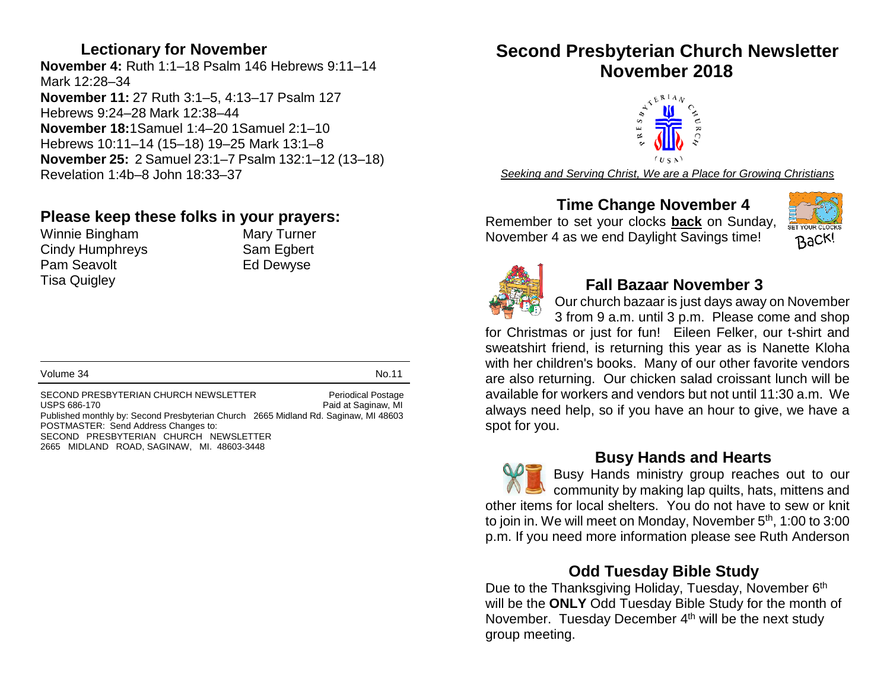## Lectionary for November

**November 4:** Ruth 1:1–18 Psalm 146 Hebrews 9:11–14 Mark 12:28–34
**November 11:** 27 Ruth 3:1–5, 4:13–17 Psalm 127 Hebrews 9:24–28 Mark 12:38–44
**November 18:** 1Samuel 1:4–20 1Samuel 2:1–10 Hebrews 10:11–14 (15–18) 19–25 Mark 13:1–8
**November 25:** 2 Samuel 23:1–7 Psalm 132:1–12 (13–18) Revelation 1:4b–8 John 18:33–37

## Please keep these folks in your prayers:

Winnie Bingham
Cindy Humphreys
Pam Seavolt
Tisa Quigley
Mary Turner
Sam Egbert
Ed Dewyse

Volume 34 No.11

SECOND PRESBYTERIAN CHURCH NEWSLETTER Periodical Postage
USPS 686-170 Paid at Saginaw, MI
Published monthly by: Second Presbyterian Church 2665 Midland Rd. Saginaw, MI 48603
POSTMASTER: Send Address Changes to:
SECOND PRESBYTERIAN CHURCH NEWSLETTER
2665 MIDLAND ROAD, SAGINAW, MI. 48603-3448

# Second Presbyterian Church Newsletter November 2018

*Seeking and Serving Christ, We are a Place for Growing Christians*

## Time Change November 4

Remember to set your clocks **back** on Sunday, November 4 as we end Daylight Savings time!

## Fall Bazaar November 3

Our church bazaar is just days away on November 3 from 9 a.m. until 3 p.m. Please come and shop for Christmas or just for fun! Eileen Felker, our t-shirt and sweatshirt friend, is returning this year as is Nanette Kloha with her children's books. Many of our other favorite vendors are also returning. Our chicken salad croissant lunch will be available for workers and vendors but not until 11:30 a.m. We always need help, so if you have an hour to give, we have a spot for you.

## Busy Hands and Hearts

Busy Hands ministry group reaches out to our community by making lap quilts, hats, mittens and other items for local shelters. You do not have to sew or knit to join in. We will meet on Monday, November 5th, 1:00 to 3:00 p.m. If you need more information please see Ruth Anderson

## Odd Tuesday Bible Study

Due to the Thanksgiving Holiday, Tuesday, November 6th will be the **ONLY** Odd Tuesday Bible Study for the month of November. Tuesday December 4th will be the next study group meeting.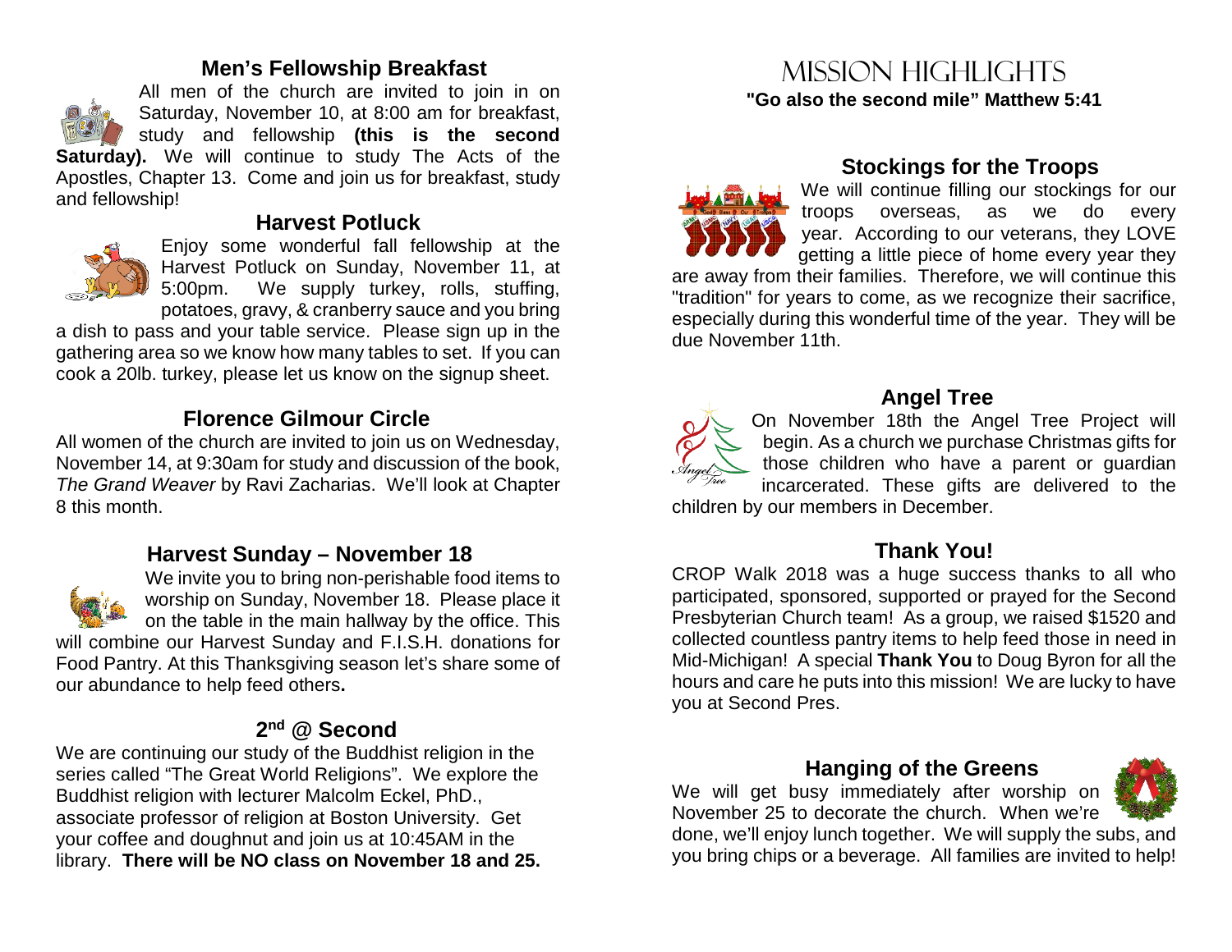## Men's Fellowship Breakfast

All men of the church are invited to join in on Saturday, November 10, at 8:00 am for breakfast, study and fellowship **(this is the second Saturday).** We will continue to study The Acts of the Apostles, Chapter 13. Come and join us for breakfast, study and fellowship!

## Harvest Potluck

Enjoy some wonderful fall fellowship at the Harvest Potluck on Sunday, November 11, at 5:00pm. We supply turkey, rolls, stuffing, potatoes, gravy, & cranberry sauce and you bring a dish to pass and your table service. Please sign up in the gathering area so we know how many tables to set. If you can cook a 20lb. turkey, please let us know on the signup sheet.

## Florence Gilmour Circle

All women of the church are invited to join us on Wednesday, November 14, at 9:30am for study and discussion of the book, *The Grand Weaver* by Ravi Zacharias. We'll look at Chapter 8 this month.

## Harvest Sunday – November 18

We invite you to bring non-perishable food items to worship on Sunday, November 18. Please place it on the table in the main hallway by the office. This will combine our Harvest Sunday and F.I.S.H. donations for Food Pantry. At this Thanksgiving season let's share some of our abundance to help feed others**.**

## 2nd @ Second

We are continuing our study of the Buddhist religion in the series called "The Great World Religions". We explore the Buddhist religion with lecturer Malcolm Eckel, PhD., associate professor of religion at Boston University. Get your coffee and doughnut and join us at 10:45AM in the library. **There will be NO class on November 18 and 25.**

# MISSION HIGHLIGHTS

**"Go also the second mile" Matthew 5:41**

## Stockings for the Troops

We will continue filling our stockings for our troops overseas, as we do every year. According to our veterans, they LOVE getting a little piece of home every year they are away from their families. Therefore, we will continue this "tradition" for years to come, as we recognize their sacrifice, especially during this wonderful time of the year. They will be due November 11th.

## Angel Tree

On November 18th the Angel Tree Project will begin. As a church we purchase Christmas gifts for those children who have a parent or guardian incarcerated. These gifts are delivered to the children by our members in December.

## Thank You!

CROP Walk 2018 was a huge success thanks to all who participated, sponsored, supported or prayed for the Second Presbyterian Church team! As a group, we raised $1520 and collected countless pantry items to help feed those in need in Mid-Michigan! A special **Thank You** to Doug Byron for all the hours and care he puts into this mission! We are lucky to have you at Second Pres.

## Hanging of the Greens

We will get busy immediately after worship on November 25 to decorate the church. When we're done, we'll enjoy lunch together. We will supply the subs, and you bring chips or a beverage. All families are invited to help!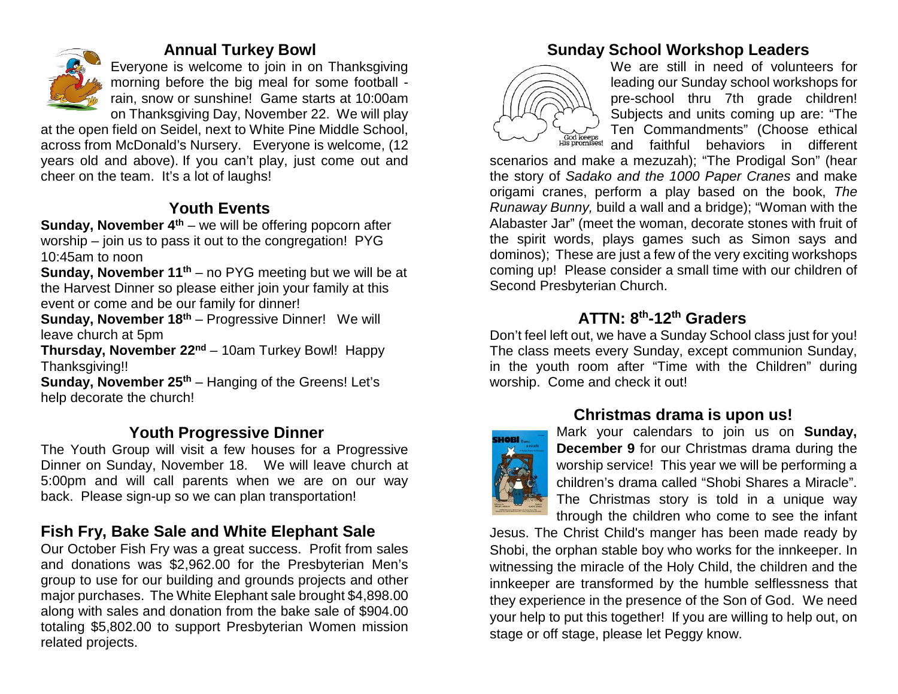## Annual Turkey Bowl

Everyone is welcome to join in on Thanksgiving morning before the big meal for some football - rain, snow or sunshine! Game starts at 10:00am on Thanksgiving Day, November 22. We will play at the open field on Seidel, next to White Pine Middle School, across from McDonald's Nursery. Everyone is welcome, (12 years old and above). If you can't play, just come out and cheer on the team. It's a lot of laughs!

## Youth Events

**Sunday, November 4th** – we will be offering popcorn after worship – join us to pass it out to the congregation! PYG 10:45am to noon

**Sunday, November 11th** – no PYG meeting but we will be at the Harvest Dinner so please either join your family at this event or come and be our family for dinner!

**Sunday, November 18th** – Progressive Dinner! We will leave church at 5pm

**Thursday, November 22nd** – 10am Turkey Bowl! Happy Thanksgiving!!

**Sunday, November 25th** – Hanging of the Greens! Let's help decorate the church!

## Youth Progressive Dinner

The Youth Group will visit a few houses for a Progressive Dinner on Sunday, November 18. We will leave church at 5:00pm and will call parents when we are on our way back. Please sign-up so we can plan transportation!

## Fish Fry, Bake Sale and White Elephant Sale

Our October Fish Fry was a great success. Profit from sales and donations was $2,962.00 for the Presbyterian Men's group to use for our building and grounds projects and other major purchases. The White Elephant sale brought $4,898.00 along with sales and donation from the bake sale of $904.00 totaling $5,802.00 to support Presbyterian Women mission related projects.

## Sunday School Workshop Leaders

We are still in need of volunteers for leading our Sunday school workshops for pre-school thru 7th grade children! Subjects and units coming up are: "The Ten Commandments" (Choose ethical and faithful behaviors in different scenarios and make a mezuzah); "The Prodigal Son" (hear the story of *Sadako and the 1000 Paper Cranes* and make origami cranes, perform a play based on the book, *The Runaway Bunny,* build a wall and a bridge); "Woman with the Alabaster Jar" (meet the woman, decorate stones with fruit of the spirit words, plays games such as Simon says and dominos); These are just a few of the very exciting workshops coming up! Please consider a small time with our children of Second Presbyterian Church.

## ATTN: 8th-12th Graders

Don't feel left out, we have a Sunday School class just for you! The class meets every Sunday, except communion Sunday, in the youth room after "Time with the Children" during worship. Come and check it out!

## Christmas drama is upon us!

Mark your calendars to join us on **Sunday, December 9** for our Christmas drama during the worship service! This year we will be performing a children's drama called "Shobi Shares a Miracle". The Christmas story is told in a unique way through the children who come to see the infant Jesus. The Christ Child's manger has been made ready by Shobi, the orphan stable boy who works for the innkeeper. In witnessing the miracle of the Holy Child, the children and the innkeeper are transformed by the humble selflessness that they experience in the presence of the Son of God. We need your help to put this together! If you are willing to help out, on stage or off stage, please let Peggy know.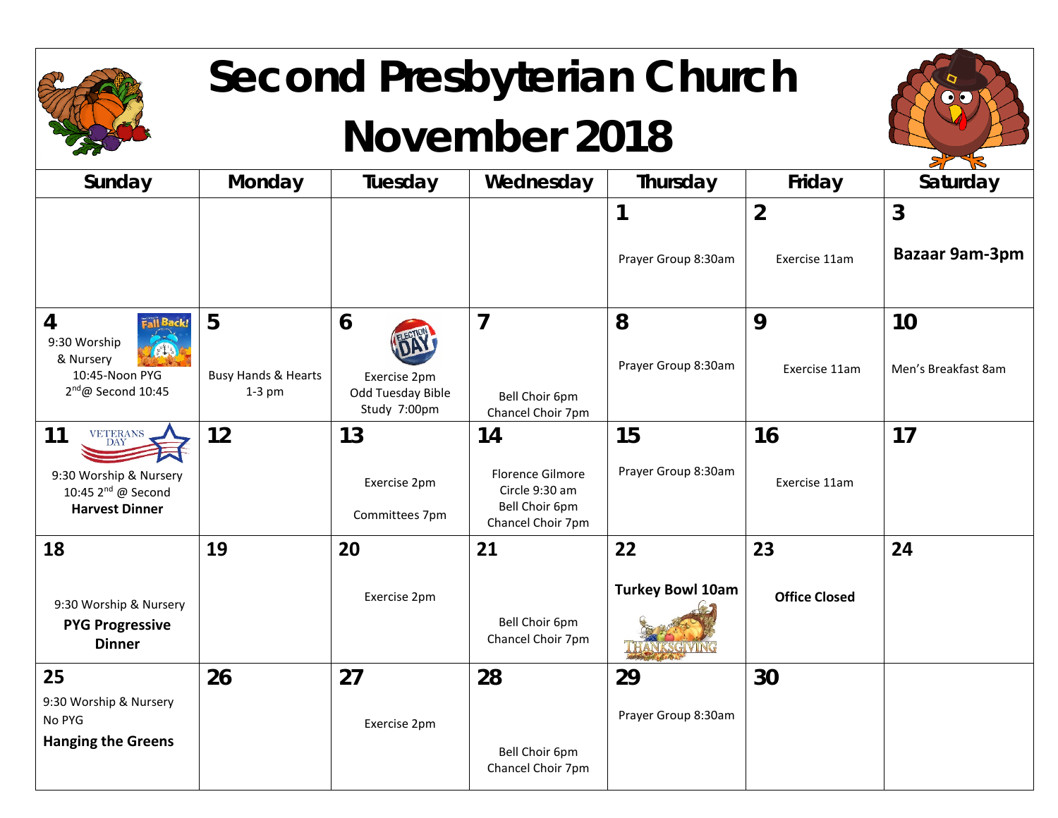# Second Presbyterian Church
# November 2018

| Sunday | Monday | Tuesday | Wednesday | Thursday | Friday | Saturday |
|---|---|---|---|---|---|---|
| | | | | **1**<br>Prayer Group 8:30am | **2**<br>Exercise 11am | **3**<br>**Bazaar 9am-3pm** |
| **4**<br>Fall Back!<br>9:30 Worship & Nursery<br>10:45-Noon PYG<br>2nd @ Second 10:45 | **5**<br>Busy Hands & Hearts 1-3 pm | **6**<br>ELECTION DAY<br>Exercise 2pm<br>Odd Tuesday Bible Study 7:00pm | **7**<br>Bell Choir 6pm<br>Chancel Choir 7pm | **8**<br>Prayer Group 8:30am | **9**<br>Exercise 11am | **10**<br>Men's Breakfast 8am |
| **11**<br>VETERANS DAY<br>9:30 Worship & Nursery<br>10:45 2nd @ Second<br>**Harvest Dinner** | **12** | **13**<br>Exercise 2pm<br>Committees 7pm | **14**<br>Florence Gilmore Circle 9:30 am<br>Bell Choir 6pm<br>Chancel Choir 7pm | **15**<br>Prayer Group 8:30am | **16**<br>Exercise 11am | **17** |
| **18**<br>9:30 Worship & Nursery<br>**PYG Progressive Dinner** | **19** | **20**<br>Exercise 2pm | **21**<br>Bell Choir 6pm<br>Chancel Choir 7pm | **22**<br>**Turkey Bowl 10am**<br>THANKSGIVING | **23**<br>**Office Closed** | **24** |
| **25**<br>9:30 Worship & Nursery<br>No PYG<br>**Hanging the Greens** | **26** | **27**<br>Exercise 2pm | **28**<br>Bell Choir 6pm<br>Chancel Choir 7pm | **29**<br>Prayer Group 8:30am | **30** | |